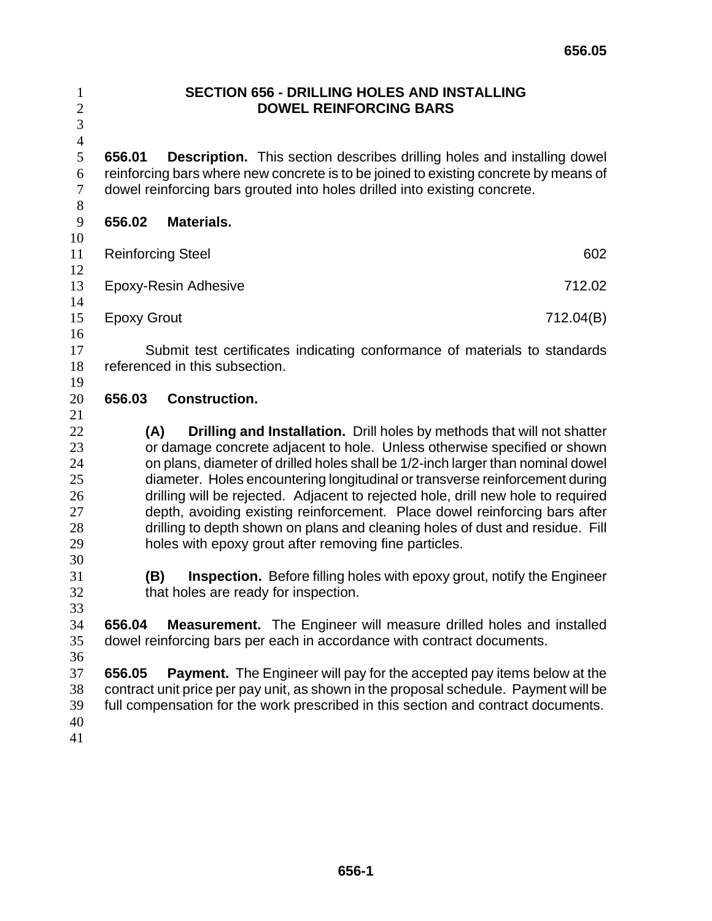# SECTION 656 - DRILLING HOLES AND INSTALLING DOWEL REINFORCING BARS

**656.01 Description.** This section describes drilling holes and installing dowel reinforcing bars where new concrete is to be joined to existing concrete by means of dowel reinforcing bars grouted into holes drilled into existing concrete.

**656.02 Materials.**

| | |
|---|---|
| Reinforcing Steel | 602 |
| Epoxy-Resin Adhesive | 712.02 |
| Epoxy Grout | 712.04(B) |

Submit test certificates indicating conformance of materials to standards referenced in this subsection.

**656.03 Construction.**

**(A) Drilling and Installation.** Drill holes by methods that will not shatter or damage concrete adjacent to hole. Unless otherwise specified or shown on plans, diameter of drilled holes shall be 1/2-inch larger than nominal dowel diameter. Holes encountering longitudinal or transverse reinforcement during drilling will be rejected. Adjacent to rejected hole, drill new hole to required depth, avoiding existing reinforcement. Place dowel reinforcing bars after drilling to depth shown on plans and cleaning holes of dust and residue. Fill holes with epoxy grout after removing fine particles.

**(B) Inspection.** Before filling holes with epoxy grout, notify the Engineer that holes are ready for inspection.

**656.04 Measurement.** The Engineer will measure drilled holes and installed dowel reinforcing bars per each in accordance with contract documents.

**656.05 Payment.** The Engineer will pay for the accepted pay items below at the contract unit price per pay unit, as shown in the proposal schedule. Payment will be full compensation for the work prescribed in this section and contract documents.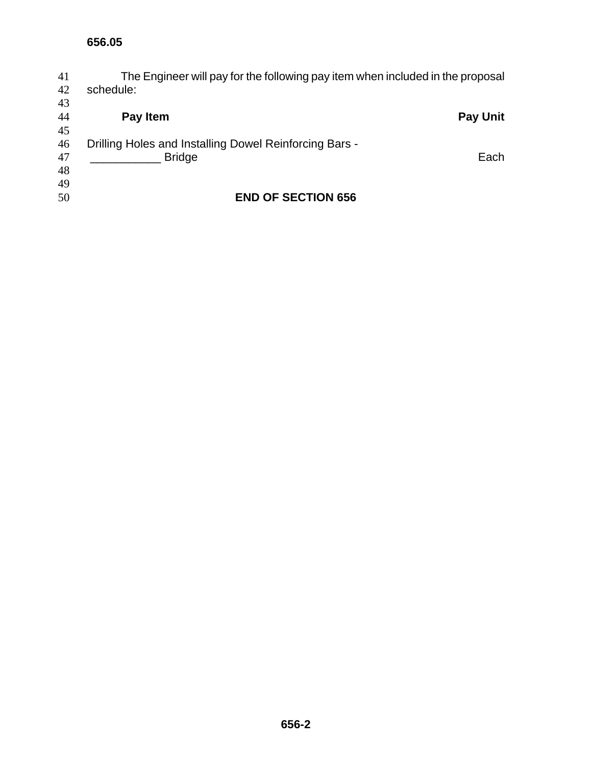656.05

The Engineer will pay for the following pay item when included in the proposal schedule:

| Pay Item | Pay Unit |
| --- | --- |
| Drilling Holes and Installing Dowel Reinforcing Bars - ___________ Bridge | Each |

**END OF SECTION 656**